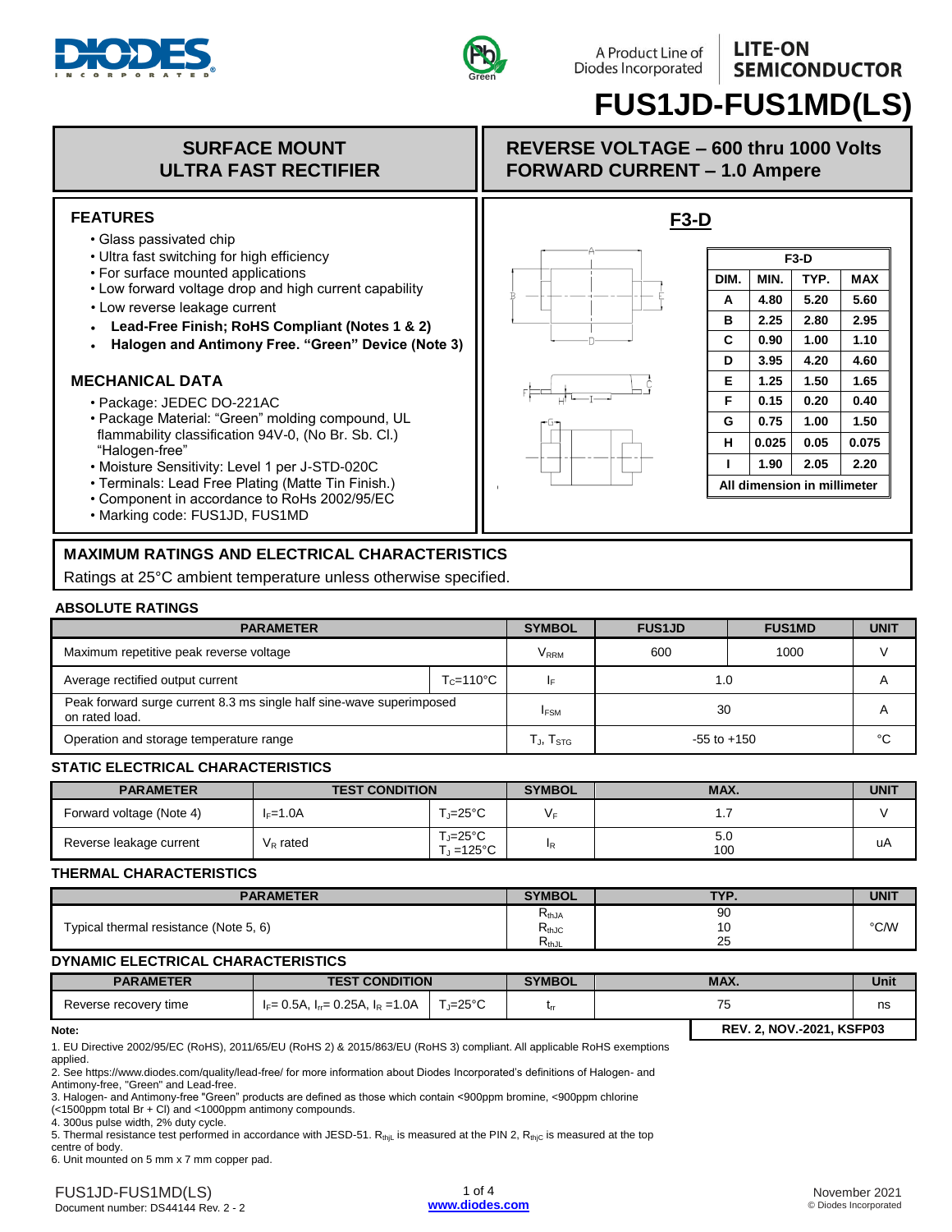A Product Line of Diodes Incorporated

LITE-ON SEMICONDUCTOR

# FUS1JD-FUS1MD(LS)

## SURFACE MOUNT ULTRA FAST RECTIFIER

## REVERSE VOLTAGE – 600 thru 1000 Volts FORWARD CURRENT – 1.0 Ampere

### FEATURES

- Glass passivated chip
- Ultra fast switching for high efficiency
- For surface mounted applications
- Low forward voltage drop and high current capability
- Low reverse leakage current
- **Lead-Free Finish; RoHS Compliant (Notes 1 & 2)**
- **Halogen and Antimony Free. "Green" Device (Note 3)**

### MECHANICAL DATA

- Package: JEDEC DO-221AC
- Package Material: "Green" molding compound, UL flammability classification 94V-0, (No Br. Sb. Cl.) "Halogen-free"
- Moisture Sensitivity: Level 1 per J-STD-020C
- Terminals: Lead Free Plating (Matte Tin Finish.)
- Component in accordance to RoHs 2002/95/EC
- Marking code: FUS1JD, FUS1MD

### F3-D

| DIM. | MIN. | TYP. | MAX |
|---|---|---|---|
| A | 4.80 | 5.20 | 5.60 |
| B | 2.25 | 2.80 | 2.95 |
| C | 0.90 | 1.00 | 1.10 |
| D | 3.95 | 4.20 | 4.60 |
| E | 1.25 | 1.50 | 1.65 |
| F | 0.15 | 0.20 | 0.40 |
| G | 0.75 | 1.00 | 1.50 |
| H | 0.025 | 0.05 | 0.075 |
| I | 1.90 | 2.05 | 2.20 |
| All dimension in millimeter | | | |

## MAXIMUM RATINGS AND ELECTRICAL CHARACTERISTICS

Ratings at 25°C ambient temperature unless otherwise specified.

### ABSOLUTE RATINGS

| PARAMETER | | SYMBOL | FUS1JD | FUS1MD | UNIT |
|---|---|---|---|---|---|
| Maximum repetitive peak reverse voltage | | $V_{RRM}$ | 600 | 1000 | V |
| Average rectified output current | $T_C$=110°C | $I_F$ | 1.0 | | A |
| Peak forward surge current 8.3 ms single half sine-wave superimposed on rated load. | | $I_{FSM}$ | 30 | | A |
| Operation and storage temperature range | | $T_J$, $T_{STG}$ | -55 to +150 | | °C |

### STATIC ELECTRICAL CHARACTERISTICS

| PARAMETER | TEST CONDITION | | SYMBOL | MAX. | UNIT |
|---|---|---|---|---|---|
| Forward voltage (Note 4) | $I_F$=1.0A | $T_J$=25°C | $V_F$ | 1.7 | V |
| Reverse leakage current | $V_R$ rated | $T_J$=25°C<br>$T_J$ =125°C | $I_R$ | 5.0<br>100 | uA |

### THERMAL CHARACTERISTICS

| PARAMETER | SYMBOL | TYP. | UNIT |
|---|---|---|---|
| Typical thermal resistance (Note 5, 6) | $R_{thJA}$<br>$R_{thJC}$<br>$R_{thJL}$ | 90<br>10<br>25 | °C/W |

### DYNAMIC ELECTRICAL CHARACTERISTICS

| PARAMETER | TEST CONDITION | | SYMBOL | MAX. | Unit |
|---|---|---|---|---|---|
| Reverse recovery time | $I_F$= 0.5A, $I_{rr}$= 0.25A, $I_R$ =1.0A | $T_J$=25°C | $t_{rr}$ | 75 | ns |

**REV. 2, NOV.-2021, KSFP03**

**Note:**

1. EU Directive 2002/95/EC (RoHS), 2011/65/EU (RoHS 2) & 2015/863/EU (RoHS 3) compliant. All applicable RoHS exemptions applied.
2. See https://www.diodes.com/quality/lead-free/ for more information about Diodes Incorporated's definitions of Halogen- and Antimony-free, "Green" and Lead-free.
3. Halogen- and Antimony-free "Green" products are defined as those which contain <900ppm bromine, <900ppm chlorine (<1500ppm total Br + Cl) and <1000ppm antimony compounds.
4. 300us pulse width, 2% duty cycle.
5. Thermal resistance test performed in accordance with JESD-51. $R_{thjL}$ is measured at the PIN 2, $R_{thjC}$ is measured at the top centre of body.
6. Unit mounted on 5 mm x 7 mm copper pad.

FUS1JD-FUS1MD(LS)
Document number: DS44144 Rev. 2 - 2

www.diodes.com

November 2021
© Diodes Incorporated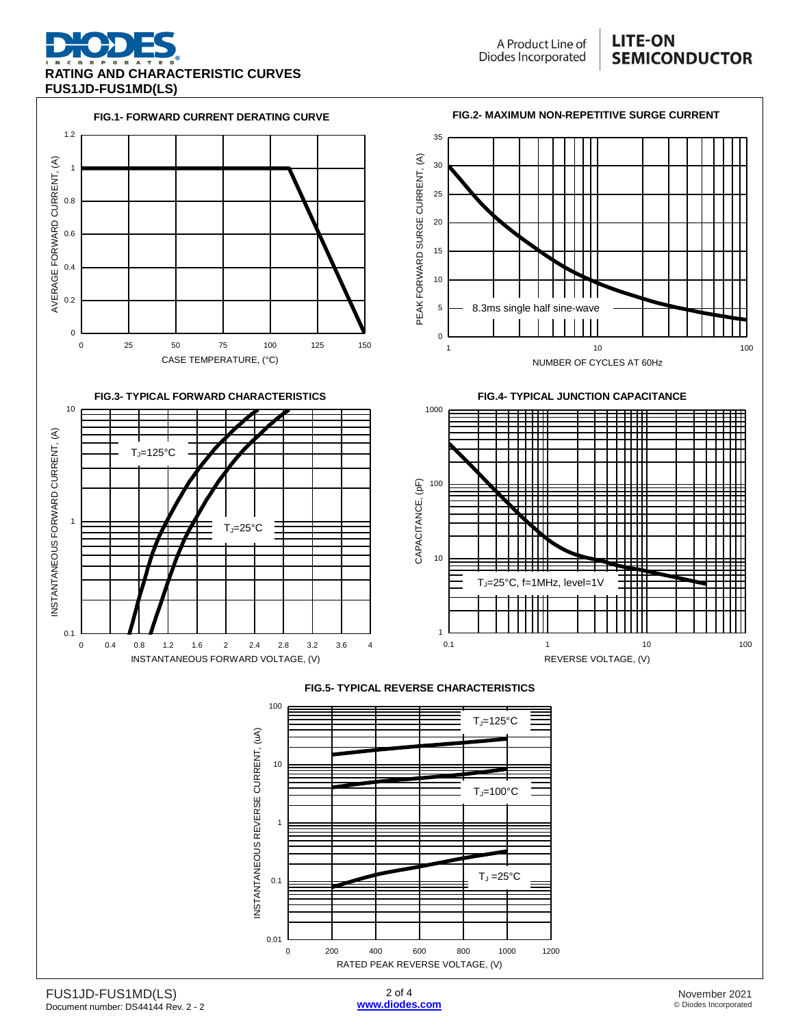# RATING AND CHARACTERISTIC CURVES
## FUS1JD-FUS1MD(LS)

**FIG.1- FORWARD CURRENT DERATING CURVE**

AVERAGE FORWARD CURRENT, (A)

CASE TEMPERATURE, (°C)

**FIG.2- MAXIMUM NON-REPETITIVE SURGE CURRENT**

PEAK FORWARD SURGE CURRENT, (A)

8.3ms single half sine-wave

NUMBER OF CYCLES AT 60Hz

**FIG.3- TYPICAL FORWARD CHARACTERISTICS**

INSTANTANEOUS FORWARD CURRENT, (A)

$T_J$=125°C

$T_J$=25°C

INSTANTANEOUS FORWARD VOLTAGE, (V)

**FIG.4- TYPICAL JUNCTION CAPACITANCE**

CAPACITANCE, (pF)

$T_J$=25°C, f=1MHz, level=1V

REVERSE VOLTAGE, (V)

**FIG.5- TYPICAL REVERSE CHARACTERISTICS**

INSTANTANEOUS REVERSE CURRENT, (uA)

$T_J$=125°C

$T_J$=100°C

$T_J$ =25°C

RATED PEAK REVERSE VOLTAGE, (V)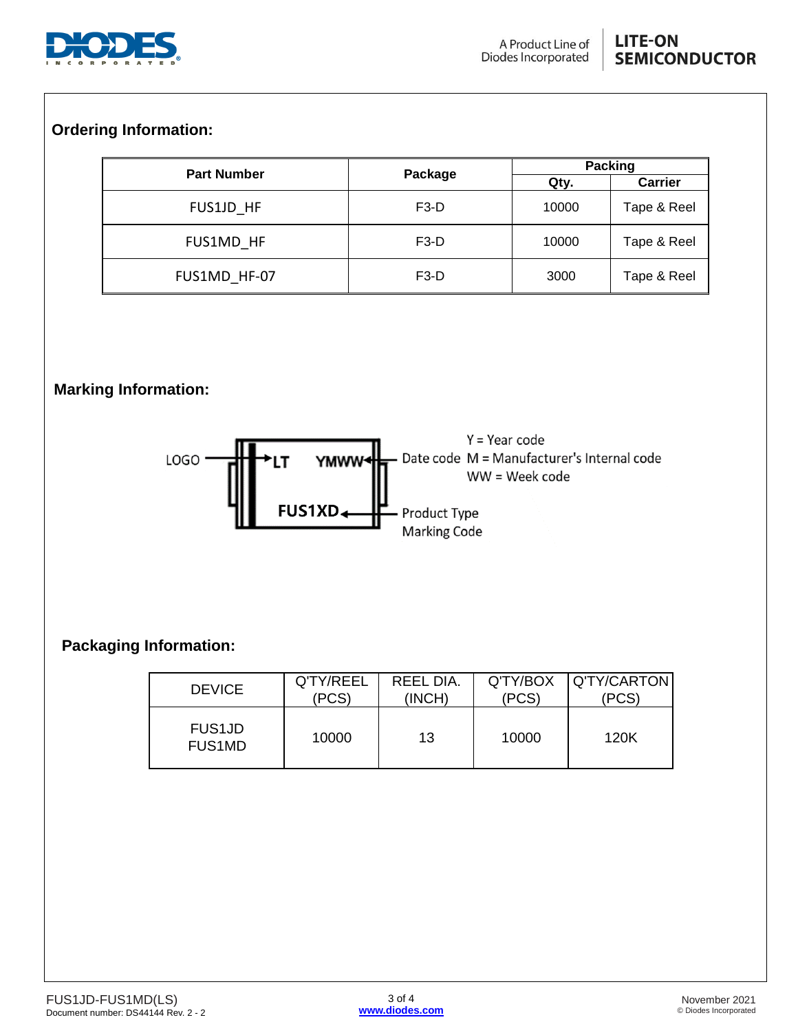## Ordering Information:

| Part Number | Package | Packing | |
|---|---|---|---|
| | | Qty. | Carrier |
| FUS1JD_HF | F3-D | 10000 | Tape & Reel |
| FUS1MD_HF | F3-D | 10000 | Tape & Reel |
| FUS1MD_HF-07 | F3-D | 3000 | Tape & Reel |

## Marking Information:

LOGO → LT YMWW ← Date code
Y = Year code
M = Manufacturer's Internal code
WW = Week code

FUS1XD ← Product Type Marking Code

## Packaging Information:

| DEVICE | Q'TY/REEL (PCS) | REEL DIA. (INCH) | Q'TY/BOX (PCS) | Q'TY/CARTON (PCS) |
|---|---|---|---|---|
| FUS1JD FUS1MD | 10000 | 13 | 10000 | 120K |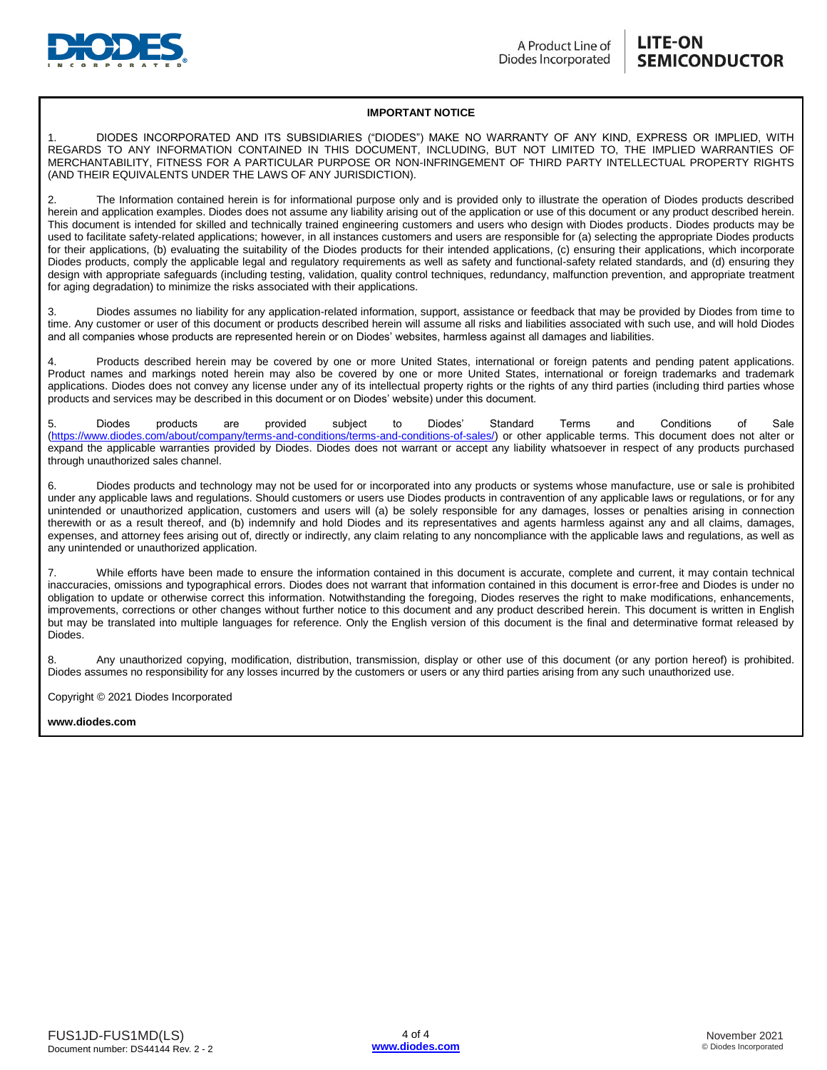## IMPORTANT NOTICE

1. DIODES INCORPORATED AND ITS SUBSIDIARIES ("DIODES") MAKE NO WARRANTY OF ANY KIND, EXPRESS OR IMPLIED, WITH REGARDS TO ANY INFORMATION CONTAINED IN THIS DOCUMENT, INCLUDING, BUT NOT LIMITED TO, THE IMPLIED WARRANTIES OF MERCHANTABILITY, FITNESS FOR A PARTICULAR PURPOSE OR NON-INFRINGEMENT OF THIRD PARTY INTELLECTUAL PROPERTY RIGHTS (AND THEIR EQUIVALENTS UNDER THE LAWS OF ANY JURISDICTION).

2. The Information contained herein is for informational purpose only and is provided only to illustrate the operation of Diodes products described herein and application examples. Diodes does not assume any liability arising out of the application or use of this document or any product described herein. This document is intended for skilled and technically trained engineering customers and users who design with Diodes products. Diodes products may be used to facilitate safety-related applications; however, in all instances customers and users are responsible for (a) selecting the appropriate Diodes products for their applications, (b) evaluating the suitability of the Diodes products for their intended applications, (c) ensuring their applications, which incorporate Diodes products, comply the applicable legal and regulatory requirements as well as safety and functional-safety related standards, and (d) ensuring they design with appropriate safeguards (including testing, validation, quality control techniques, redundancy, malfunction prevention, and appropriate treatment for aging degradation) to minimize the risks associated with their applications.

3. Diodes assumes no liability for any application-related information, support, assistance or feedback that may be provided by Diodes from time to time. Any customer or user of this document or products described herein will assume all risks and liabilities associated with such use, and will hold Diodes and all companies whose products are represented herein or on Diodes' websites, harmless against all damages and liabilities.

4. Products described herein may be covered by one or more United States, international or foreign patents and pending patent applications. Product names and markings noted herein may also be covered by one or more United States, international or foreign trademarks and trademark applications. Diodes does not convey any license under any of its intellectual property rights or the rights of any third parties (including third parties whose products and services may be described in this document or on Diodes' website) under this document.

5. Diodes products are provided subject to Diodes' Standard Terms and Conditions of Sale (https://www.diodes.com/about/company/terms-and-conditions/terms-and-conditions-of-sales/) or other applicable terms. This document does not alter or expand the applicable warranties provided by Diodes. Diodes does not warrant or accept any liability whatsoever in respect of any products purchased through unauthorized sales channel.

6. Diodes products and technology may not be used for or incorporated into any products or systems whose manufacture, use or sale is prohibited under any applicable laws and regulations. Should customers or users use Diodes products in contravention of any applicable laws or regulations, or for any unintended or unauthorized application, customers and users will (a) be solely responsible for any damages, losses or penalties arising in connection therewith or as a result thereof, and (b) indemnify and hold Diodes and its representatives and agents harmless against any and all claims, damages, expenses, and attorney fees arising out of, directly or indirectly, any claim relating to any noncompliance with the applicable laws and regulations, as well as any unintended or unauthorized application.

7. While efforts have been made to ensure the information contained in this document is accurate, complete and current, it may contain technical inaccuracies, omissions and typographical errors. Diodes does not warrant that information contained in this document is error-free and Diodes is under no obligation to update or otherwise correct this information. Notwithstanding the foregoing, Diodes reserves the right to make modifications, enhancements, improvements, corrections or other changes without further notice to this document and any product described herein. This document is written in English but may be translated into multiple languages for reference. Only the English version of this document is the final and determinative format released by Diodes.

8. Any unauthorized copying, modification, distribution, transmission, display or other use of this document (or any portion hereof) is prohibited. Diodes assumes no responsibility for any losses incurred by the customers or users or any third parties arising from any such unauthorized use.

Copyright © 2021 Diodes Incorporated

**www.diodes.com**